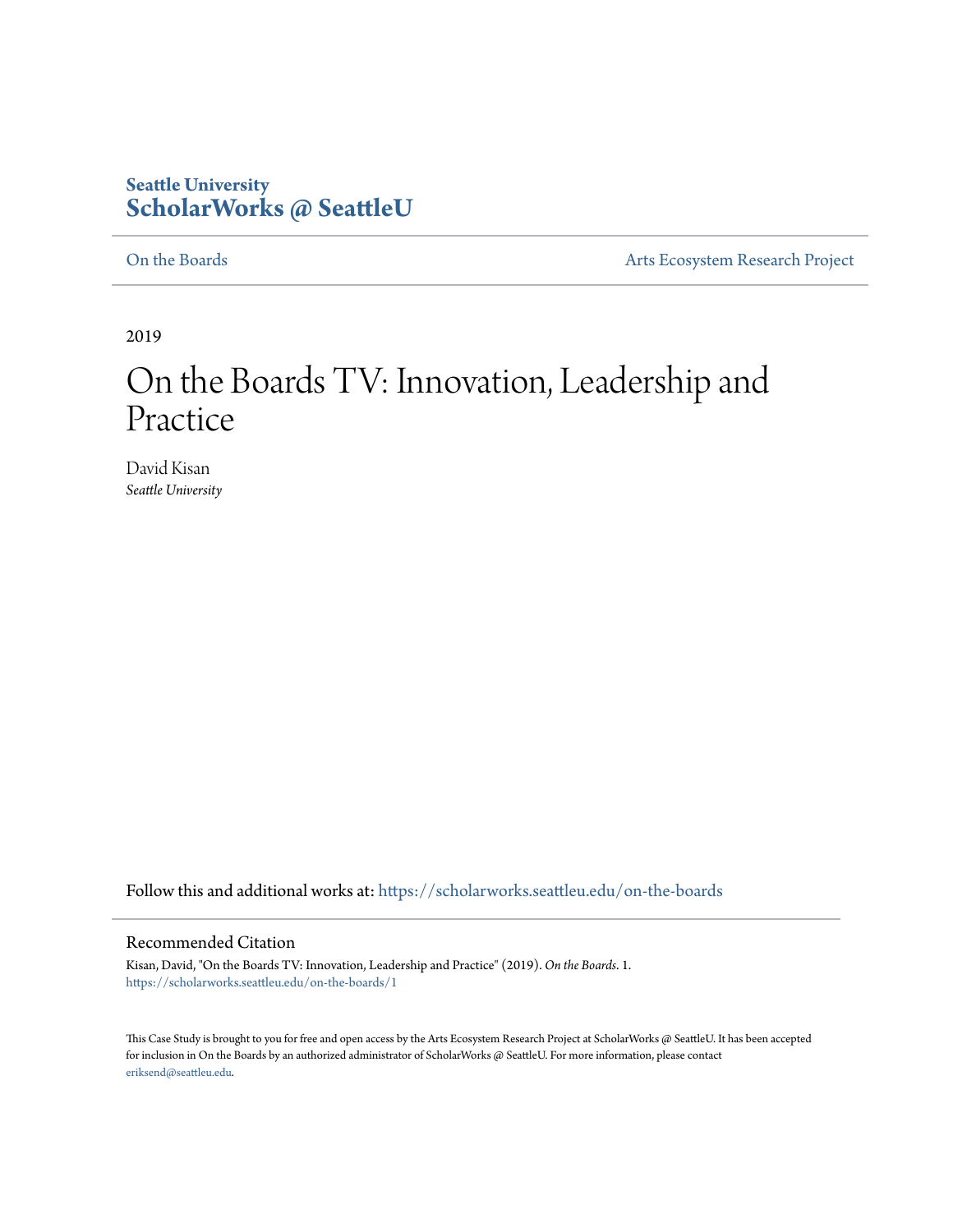Seattle University
**ScholarWorks @ SeattleU**

On the Boards | Arts Ecosystem Research Project

2019

# On the Boards TV: Innovation, Leadership and Practice

David Kisan
*Seattle University*

Follow this and additional works at: https://scholarworks.seattleu.edu/on-the-boards

## Recommended Citation

Kisan, David, "On the Boards TV: Innovation, Leadership and Practice" (2019). *On the Boards*. 1.
https://scholarworks.seattleu.edu/on-the-boards/1

This Case Study is brought to you for free and open access by the Arts Ecosystem Research Project at ScholarWorks @ SeattleU. It has been accepted for inclusion in On the Boards by an authorized administrator of ScholarWorks @ SeattleU. For more information, please contact eriksend@seattleu.edu.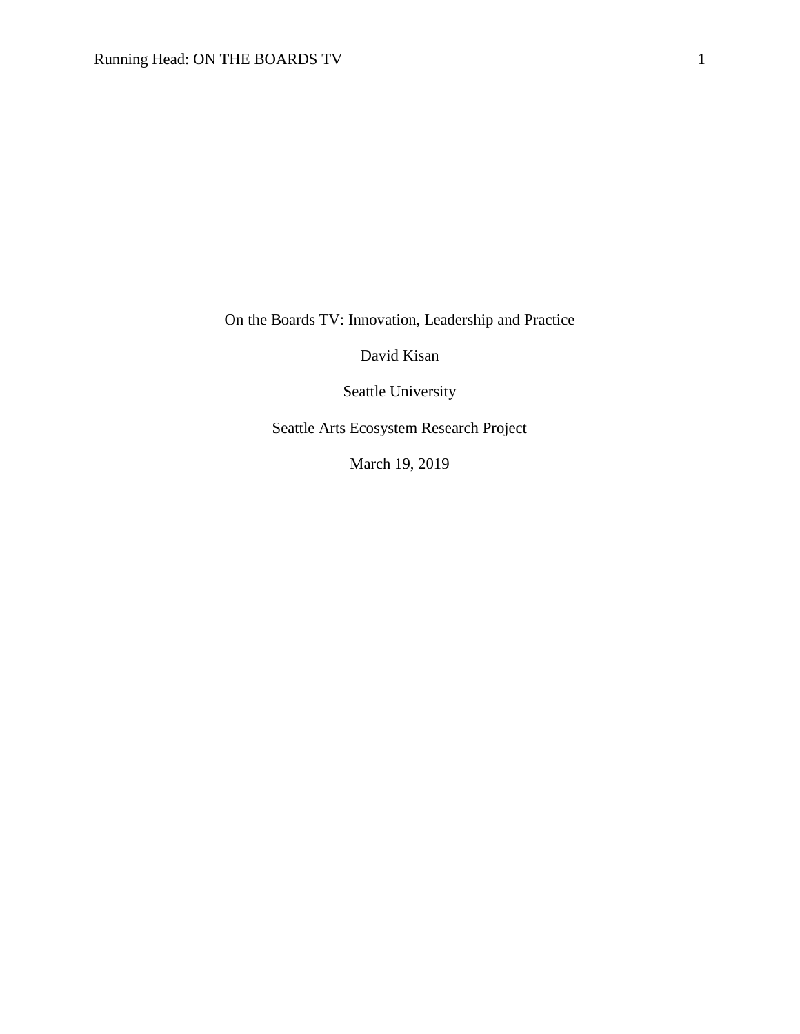On the Boards TV: Innovation, Leadership and Practice

David Kisan

Seattle University

Seattle Arts Ecosystem Research Project

March 19, 2019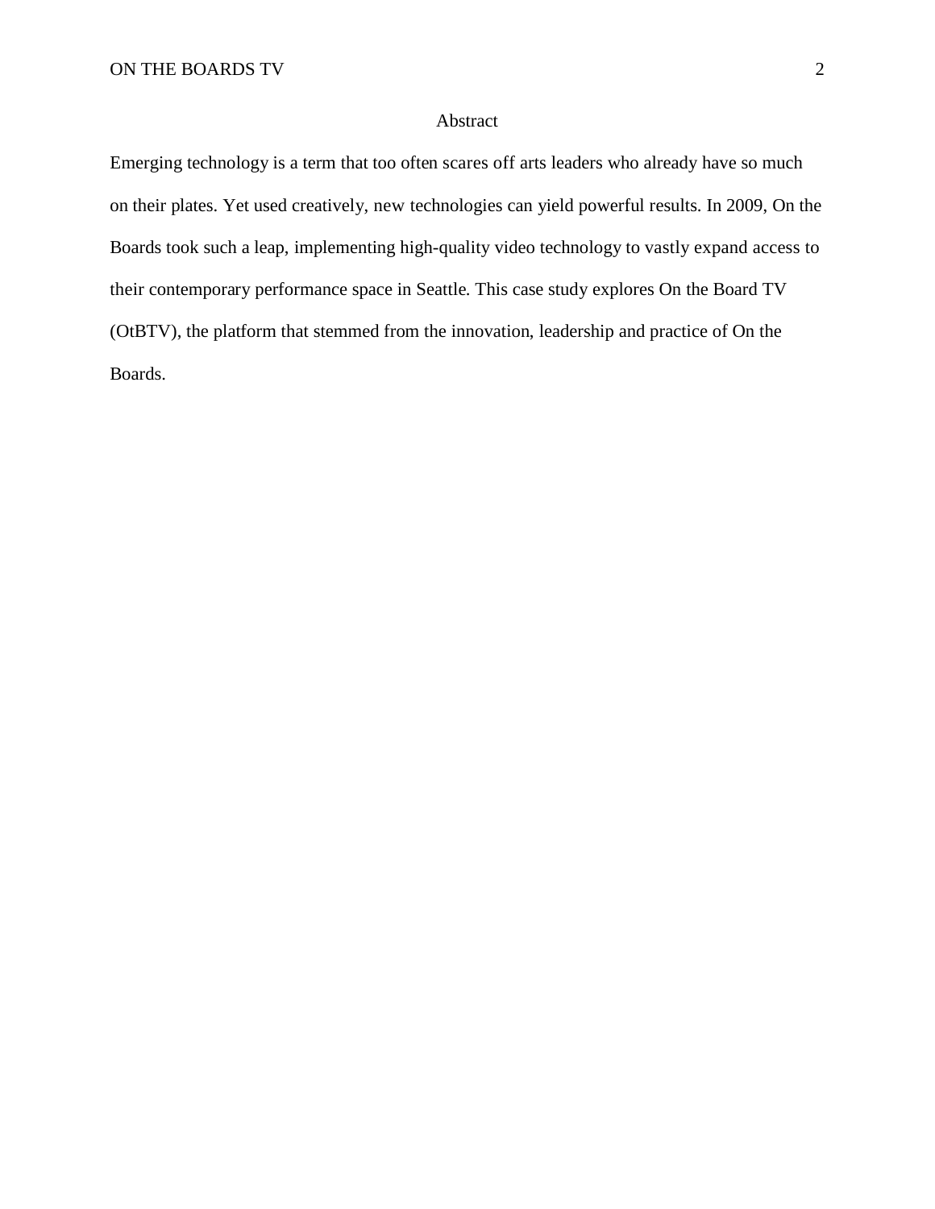## Abstract

Emerging technology is a term that too often scares off arts leaders who already have so much on their plates. Yet used creatively, new technologies can yield powerful results. In 2009, On the Boards took such a leap, implementing high-quality video technology to vastly expand access to their contemporary performance space in Seattle. This case study explores On the Board TV (OtBTV), the platform that stemmed from the innovation, leadership and practice of On the Boards.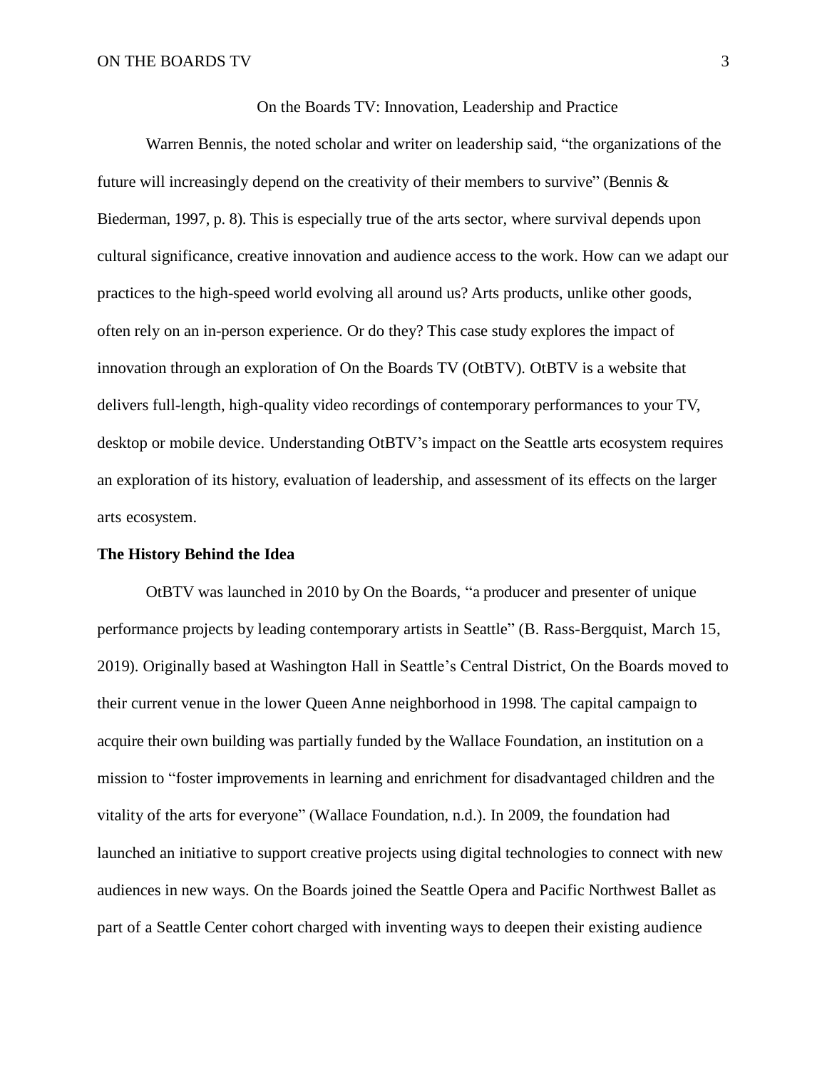On the Boards TV: Innovation, Leadership and Practice

Warren Bennis, the noted scholar and writer on leadership said, "the organizations of the future will increasingly depend on the creativity of their members to survive" (Bennis & Biederman, 1997, p. 8). This is especially true of the arts sector, where survival depends upon cultural significance, creative innovation and audience access to the work. How can we adapt our practices to the high-speed world evolving all around us? Arts products, unlike other goods, often rely on an in-person experience. Or do they? This case study explores the impact of innovation through an exploration of On the Boards TV (OtBTV). OtBTV is a website that delivers full-length, high-quality video recordings of contemporary performances to your TV, desktop or mobile device. Understanding OtBTV's impact on the Seattle arts ecosystem requires an exploration of its history, evaluation of leadership, and assessment of its effects on the larger arts ecosystem.

**The History Behind the Idea**

OtBTV was launched in 2010 by On the Boards, "a producer and presenter of unique performance projects by leading contemporary artists in Seattle" (B. Rass-Bergquist, March 15, 2019). Originally based at Washington Hall in Seattle's Central District, On the Boards moved to their current venue in the lower Queen Anne neighborhood in 1998. The capital campaign to acquire their own building was partially funded by the Wallace Foundation, an institution on a mission to "foster improvements in learning and enrichment for disadvantaged children and the vitality of the arts for everyone" (Wallace Foundation, n.d.). In 2009, the foundation had launched an initiative to support creative projects using digital technologies to connect with new audiences in new ways. On the Boards joined the Seattle Opera and Pacific Northwest Ballet as part of a Seattle Center cohort charged with inventing ways to deepen their existing audience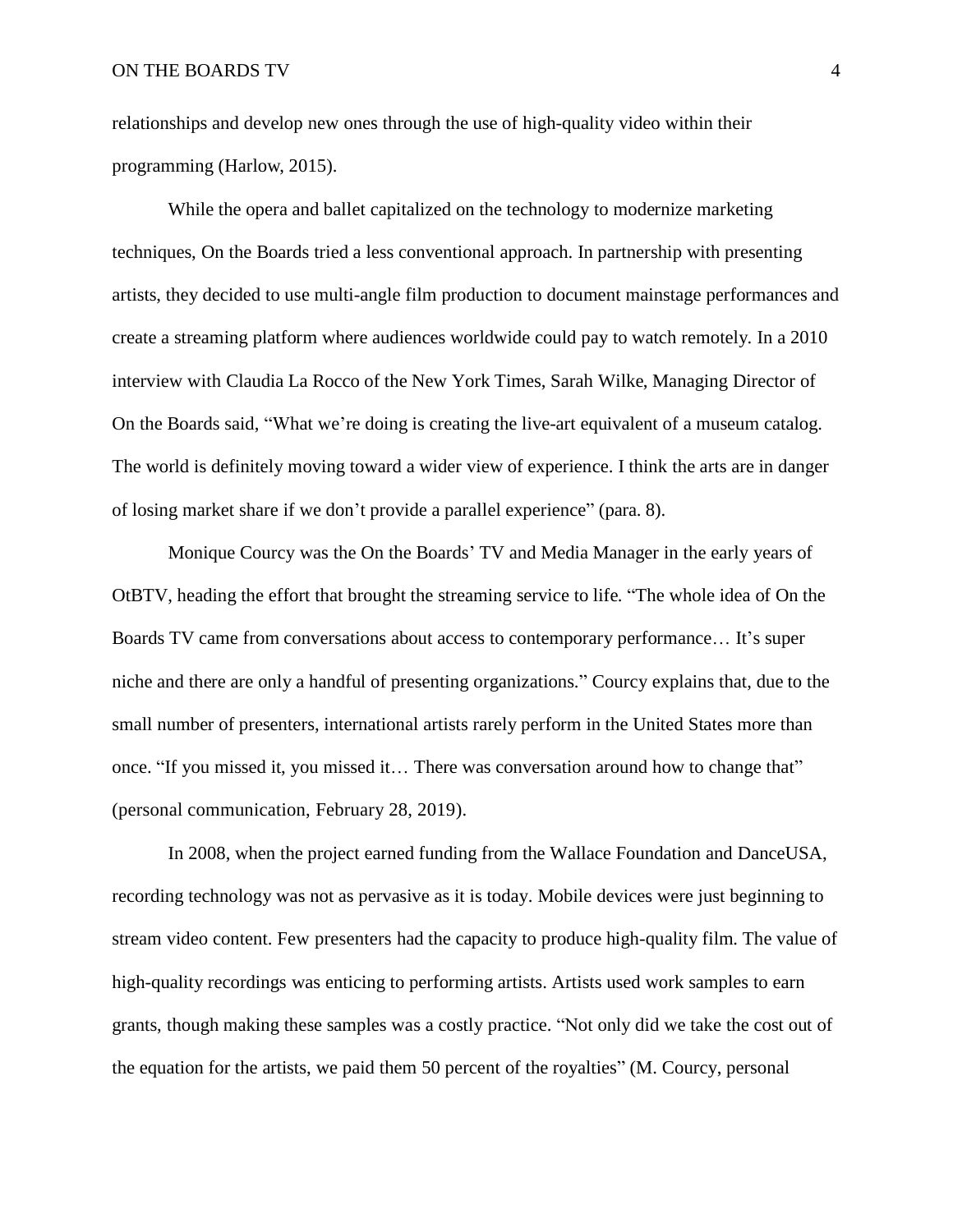relationships and develop new ones through the use of high-quality video within their programming (Harlow, 2015).

While the opera and ballet capitalized on the technology to modernize marketing techniques, On the Boards tried a less conventional approach. In partnership with presenting artists, they decided to use multi-angle film production to document mainstage performances and create a streaming platform where audiences worldwide could pay to watch remotely. In a 2010 interview with Claudia La Rocco of the New York Times, Sarah Wilke, Managing Director of On the Boards said, “What we’re doing is creating the live-art equivalent of a museum catalog. The world is definitely moving toward a wider view of experience. I think the arts are in danger of losing market share if we don’t provide a parallel experience” (para. 8).

Monique Courcy was the On the Boards’ TV and Media Manager in the early years of OtBTV, heading the effort that brought the streaming service to life. “The whole idea of On the Boards TV came from conversations about access to contemporary performance… It’s super niche and there are only a handful of presenting organizations.” Courcy explains that, due to the small number of presenters, international artists rarely perform in the United States more than once. “If you missed it, you missed it… There was conversation around how to change that” (personal communication, February 28, 2019).

In 2008, when the project earned funding from the Wallace Foundation and DanceUSA, recording technology was not as pervasive as it is today. Mobile devices were just beginning to stream video content. Few presenters had the capacity to produce high-quality film. The value of high-quality recordings was enticing to performing artists. Artists used work samples to earn grants, though making these samples was a costly practice. “Not only did we take the cost out of the equation for the artists, we paid them 50 percent of the royalties” (M. Courcy, personal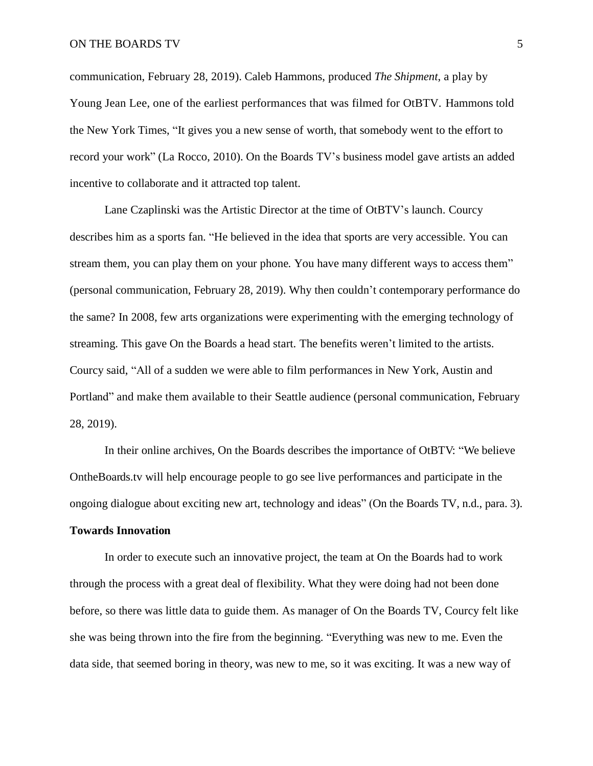communication, February 28, 2019). Caleb Hammons, produced *The Shipment*, a play by Young Jean Lee, one of the earliest performances that was filmed for OtBTV. Hammons told the New York Times, "It gives you a new sense of worth, that somebody went to the effort to record your work" (La Rocco, 2010). On the Boards TV's business model gave artists an added incentive to collaborate and it attracted top talent.

Lane Czaplinski was the Artistic Director at the time of OtBTV's launch. Courcy describes him as a sports fan. "He believed in the idea that sports are very accessible. You can stream them, you can play them on your phone. You have many different ways to access them" (personal communication, February 28, 2019). Why then couldn't contemporary performance do the same? In 2008, few arts organizations were experimenting with the emerging technology of streaming. This gave On the Boards a head start. The benefits weren't limited to the artists. Courcy said, "All of a sudden we were able to film performances in New York, Austin and Portland" and make them available to their Seattle audience (personal communication, February 28, 2019).

In their online archives, On the Boards describes the importance of OtBTV: "We believe OntheBoards.tv will help encourage people to go see live performances and participate in the ongoing dialogue about exciting new art, technology and ideas" (On the Boards TV, n.d., para. 3).

**Towards Innovation**

In order to execute such an innovative project, the team at On the Boards had to work through the process with a great deal of flexibility. What they were doing had not been done before, so there was little data to guide them. As manager of On the Boards TV, Courcy felt like she was being thrown into the fire from the beginning. "Everything was new to me. Even the data side, that seemed boring in theory, was new to me, so it was exciting. It was a new way of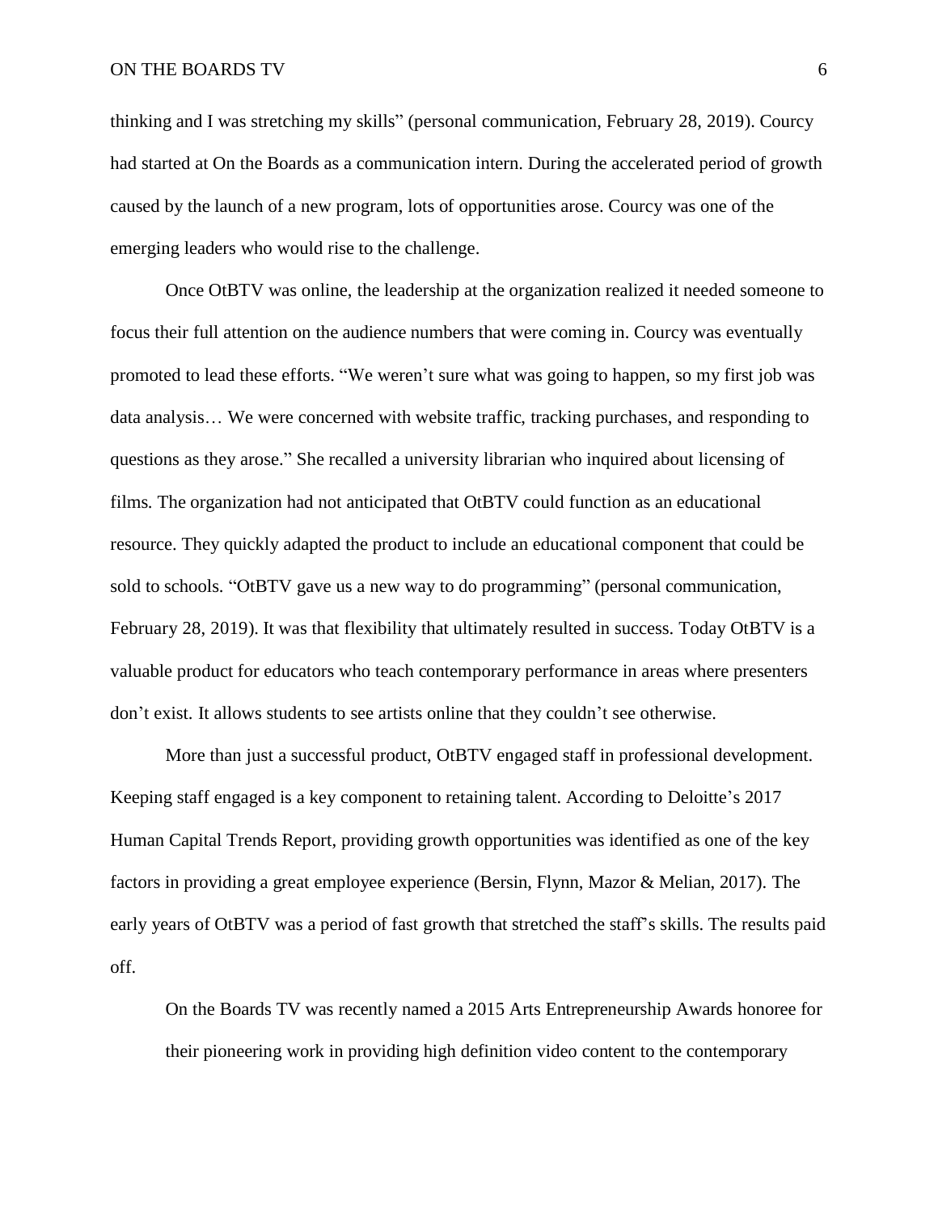thinking and I was stretching my skills" (personal communication, February 28, 2019). Courcy had started at On the Boards as a communication intern. During the accelerated period of growth caused by the launch of a new program, lots of opportunities arose. Courcy was one of the emerging leaders who would rise to the challenge.

Once OtBTV was online, the leadership at the organization realized it needed someone to focus their full attention on the audience numbers that were coming in. Courcy was eventually promoted to lead these efforts. "We weren't sure what was going to happen, so my first job was data analysis… We were concerned with website traffic, tracking purchases, and responding to questions as they arose." She recalled a university librarian who inquired about licensing of films. The organization had not anticipated that OtBTV could function as an educational resource. They quickly adapted the product to include an educational component that could be sold to schools. "OtBTV gave us a new way to do programming" (personal communication, February 28, 2019). It was that flexibility that ultimately resulted in success. Today OtBTV is a valuable product for educators who teach contemporary performance in areas where presenters don't exist. It allows students to see artists online that they couldn't see otherwise.

More than just a successful product, OtBTV engaged staff in professional development. Keeping staff engaged is a key component to retaining talent. According to Deloitte's 2017 Human Capital Trends Report, providing growth opportunities was identified as one of the key factors in providing a great employee experience (Bersin, Flynn, Mazor & Melian, 2017). The early years of OtBTV was a period of fast growth that stretched the staff's skills. The results paid off.

> On the Boards TV was recently named a 2015 Arts Entrepreneurship Awards honoree for their pioneering work in providing high definition video content to the contemporary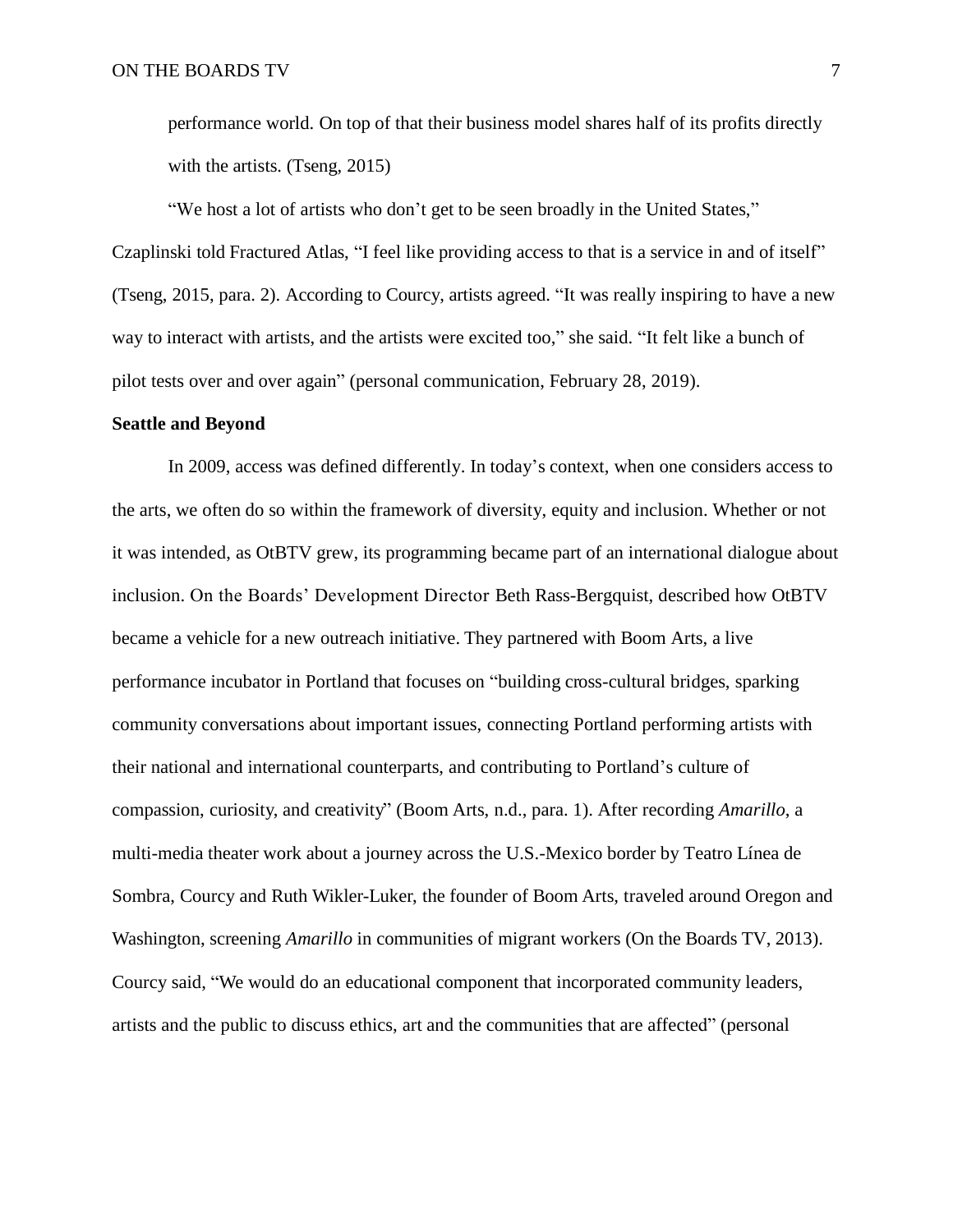performance world. On top of that their business model shares half of its profits directly with the artists. (Tseng, 2015)

"We host a lot of artists who don't get to be seen broadly in the United States," Czaplinski told Fractured Atlas, "I feel like providing access to that is a service in and of itself" (Tseng, 2015, para. 2). According to Courcy, artists agreed. "It was really inspiring to have a new way to interact with artists, and the artists were excited too," she said. "It felt like a bunch of pilot tests over and over again" (personal communication, February 28, 2019).

**Seattle and Beyond**

In 2009, access was defined differently. In today's context, when one considers access to the arts, we often do so within the framework of diversity, equity and inclusion. Whether or not it was intended, as OtBTV grew, its programming became part of an international dialogue about inclusion. On the Boards' Development Director Beth Rass-Bergquist, described how OtBTV became a vehicle for a new outreach initiative. They partnered with Boom Arts, a live performance incubator in Portland that focuses on "building cross-cultural bridges, sparking community conversations about important issues, connecting Portland performing artists with their national and international counterparts, and contributing to Portland's culture of compassion, curiosity, and creativity" (Boom Arts, n.d., para. 1). After recording *Amarillo*, a multi-media theater work about a journey across the U.S.-Mexico border by Teatro Línea de Sombra, Courcy and Ruth Wikler-Luker, the founder of Boom Arts, traveled around Oregon and Washington, screening *Amarillo* in communities of migrant workers (On the Boards TV, 2013). Courcy said, "We would do an educational component that incorporated community leaders, artists and the public to discuss ethics, art and the communities that are affected" (personal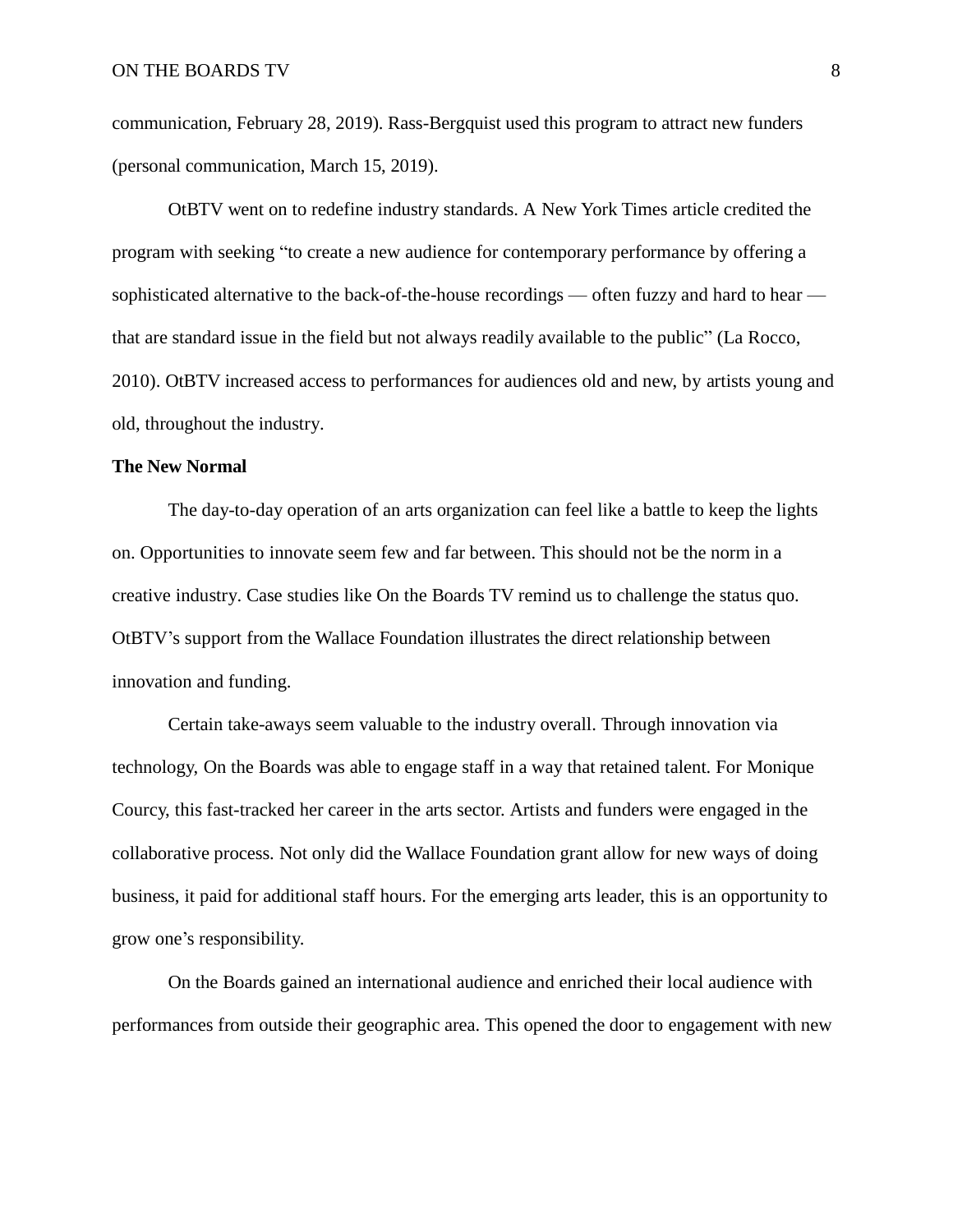communication, February 28, 2019). Rass-Bergquist used this program to attract new funders (personal communication, March 15, 2019).

OtBTV went on to redefine industry standards. A New York Times article credited the program with seeking "to create a new audience for contemporary performance by offering a sophisticated alternative to the back-of-the-house recordings — often fuzzy and hard to hear — that are standard issue in the field but not always readily available to the public" (La Rocco, 2010). OtBTV increased access to performances for audiences old and new, by artists young and old, throughout the industry.

**The New Normal**

The day-to-day operation of an arts organization can feel like a battle to keep the lights on. Opportunities to innovate seem few and far between. This should not be the norm in a creative industry. Case studies like On the Boards TV remind us to challenge the status quo. OtBTV's support from the Wallace Foundation illustrates the direct relationship between innovation and funding.

Certain take-aways seem valuable to the industry overall. Through innovation via technology, On the Boards was able to engage staff in a way that retained talent. For Monique Courcy, this fast-tracked her career in the arts sector. Artists and funders were engaged in the collaborative process. Not only did the Wallace Foundation grant allow for new ways of doing business, it paid for additional staff hours. For the emerging arts leader, this is an opportunity to grow one's responsibility.

On the Boards gained an international audience and enriched their local audience with performances from outside their geographic area. This opened the door to engagement with new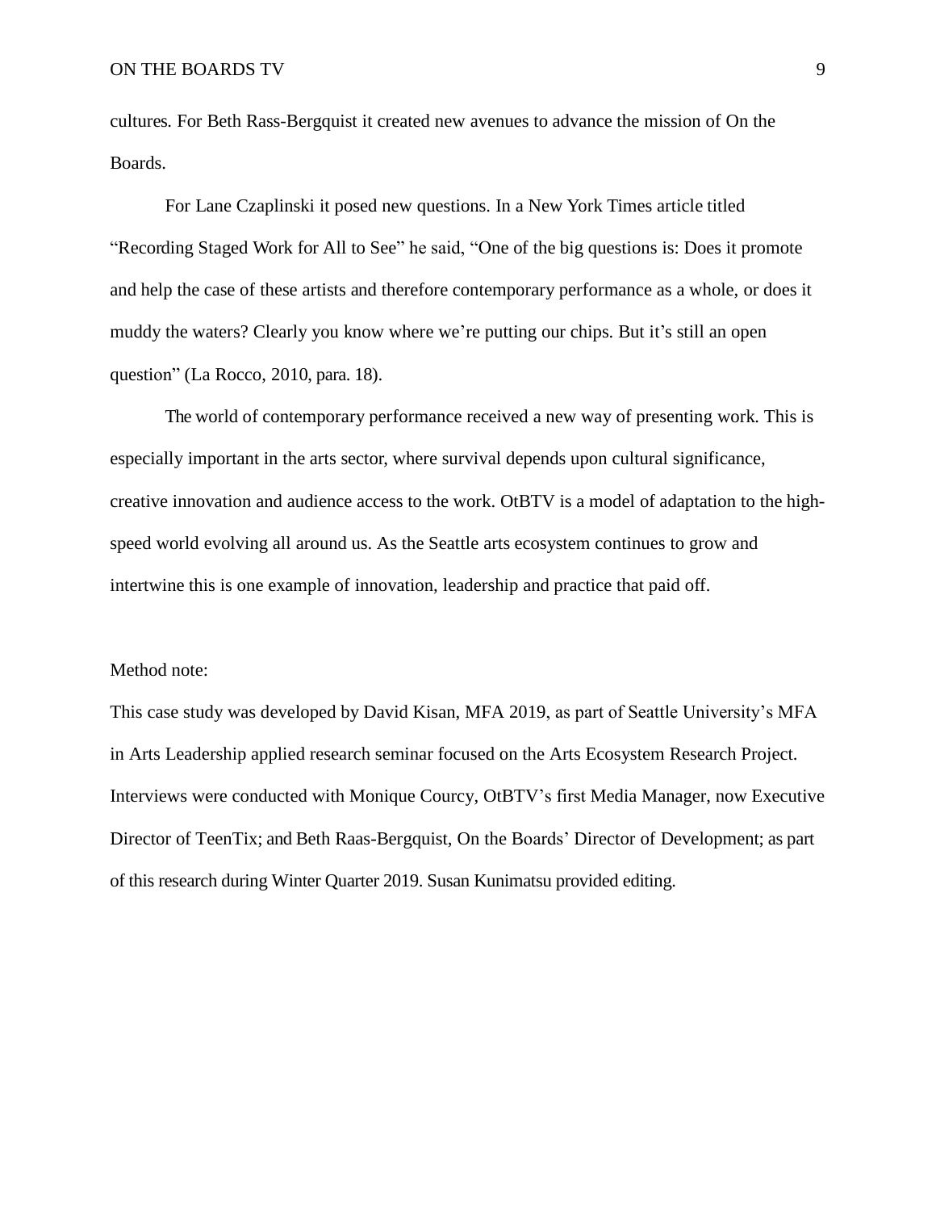cultures. For Beth Rass-Bergquist it created new avenues to advance the mission of On the Boards.

For Lane Czaplinski it posed new questions. In a New York Times article titled "Recording Staged Work for All to See" he said, "One of the big questions is: Does it promote and help the case of these artists and therefore contemporary performance as a whole, or does it muddy the waters? Clearly you know where we're putting our chips. But it's still an open question" (La Rocco, 2010, para. 18).

The world of contemporary performance received a new way of presenting work. This is especially important in the arts sector, where survival depends upon cultural significance, creative innovation and audience access to the work. OtBTV is a model of adaptation to the high-speed world evolving all around us. As the Seattle arts ecosystem continues to grow and intertwine this is one example of innovation, leadership and practice that paid off.

Method note:

This case study was developed by David Kisan, MFA 2019, as part of Seattle University's MFA in Arts Leadership applied research seminar focused on the Arts Ecosystem Research Project. Interviews were conducted with Monique Courcy, OtBTV's first Media Manager, now Executive Director of TeenTix; and Beth Raas-Bergquist, On the Boards' Director of Development; as part of this research during Winter Quarter 2019. Susan Kunimatsu provided editing.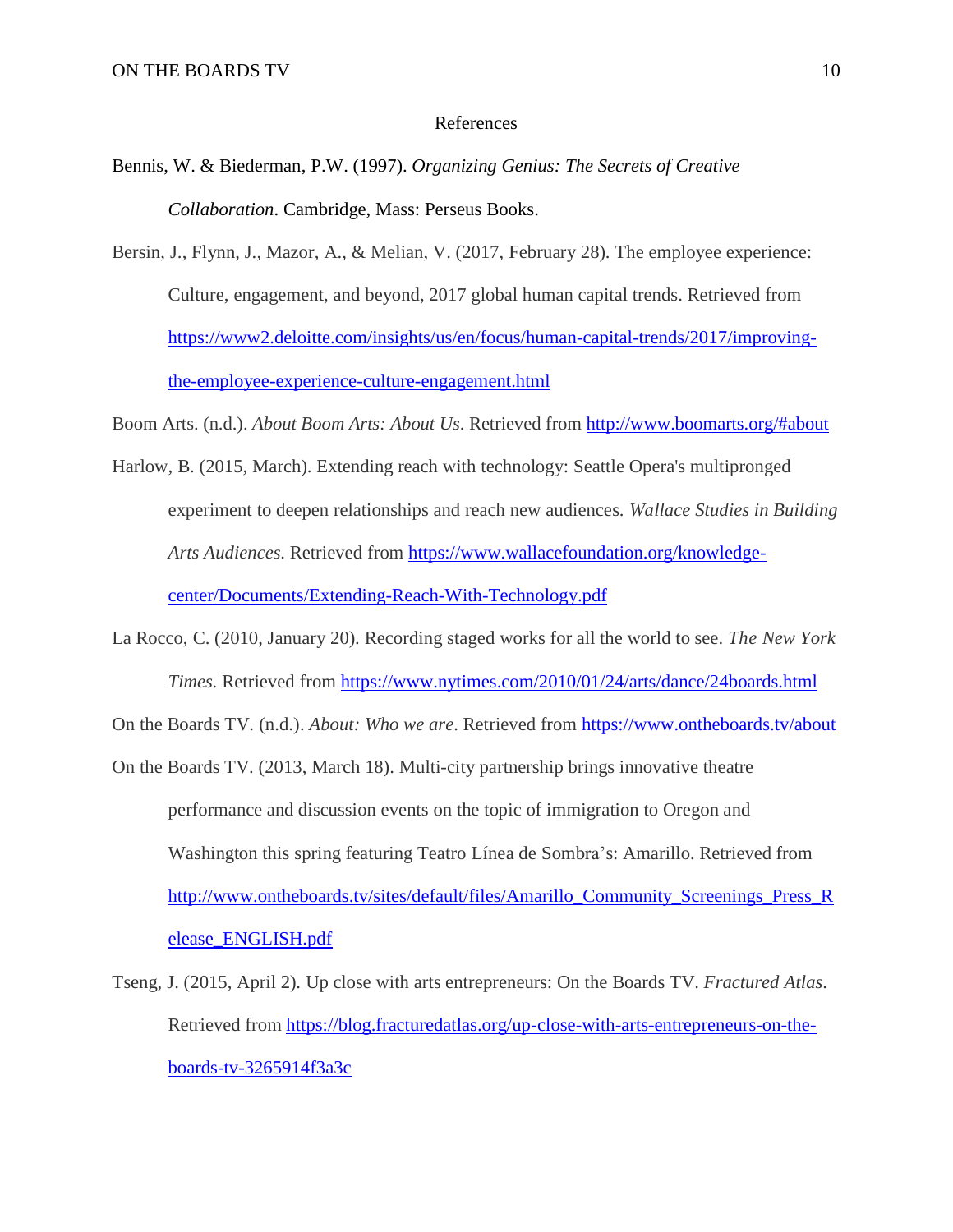# References

Bennis, W. & Biederman, P.W. (1997). *Organizing Genius: The Secrets of Creative Collaboration*. Cambridge, Mass: Perseus Books.

Bersin, J., Flynn, J., Mazor, A., & Melian, V. (2017, February 28). The employee experience: Culture, engagement, and beyond, 2017 global human capital trends. Retrieved from https://www2.deloitte.com/insights/us/en/focus/human-capital-trends/2017/improving-the-employee-experience-culture-engagement.html

Boom Arts. (n.d.). *About Boom Arts: About Us*. Retrieved from http://www.boomarts.org/#about

Harlow, B. (2015, March). Extending reach with technology: Seattle Opera's multipronged experiment to deepen relationships and reach new audiences. *Wallace Studies in Building Arts Audiences.* Retrieved from https://www.wallacefoundation.org/knowledge-center/Documents/Extending-Reach-With-Technology.pdf

La Rocco, C. (2010, January 20). Recording staged works for all the world to see. *The New York Times.* Retrieved from https://www.nytimes.com/2010/01/24/arts/dance/24boards.html

On the Boards TV. (n.d.). *About: Who we are*. Retrieved from https://www.ontheboards.tv/about

On the Boards TV. (2013, March 18). Multi-city partnership brings innovative theatre performance and discussion events on the topic of immigration to Oregon and Washington this spring featuring Teatro Línea de Sombra's: Amarillo. Retrieved from http://www.ontheboards.tv/sites/default/files/Amarillo_Community_Screenings_Press_Release_ENGLISH.pdf

Tseng, J. (2015, April 2). Up close with arts entrepreneurs: On the Boards TV. *Fractured Atlas*. Retrieved from https://blog.fracturedatlas.org/up-close-with-arts-entrepreneurs-on-the-boards-tv-3265914f3a3c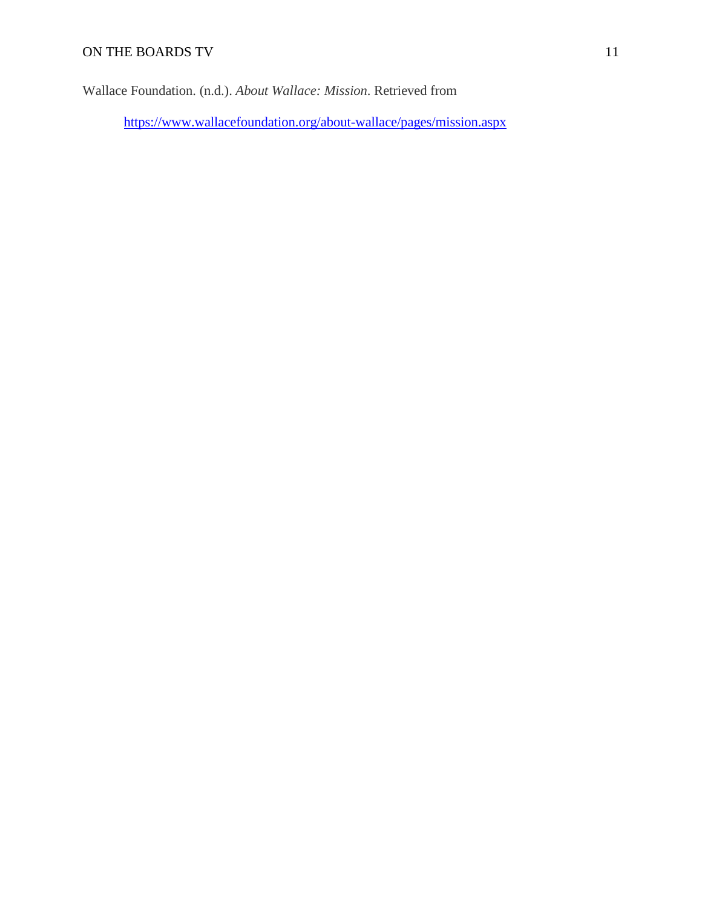Wallace Foundation. (n.d.). *About Wallace: Mission*. Retrieved from https://www.wallacefoundation.org/about-wallace/pages/mission.aspx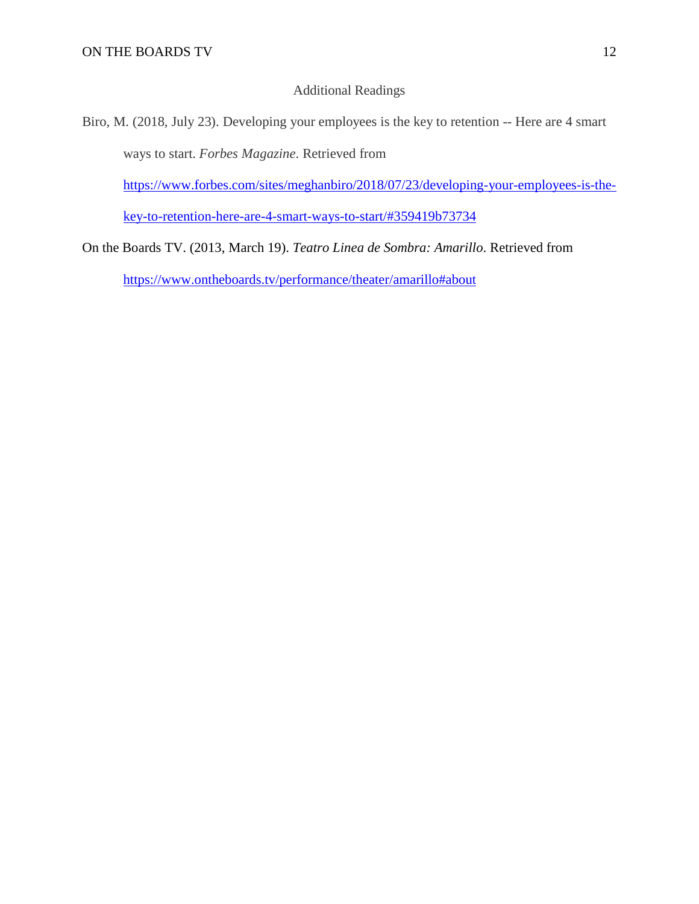# Additional Readings

Biro, M. (2018, July 23). Developing your employees is the key to retention -- Here are 4 smart ways to start. *Forbes Magazine*. Retrieved from https://www.forbes.com/sites/meghanbiro/2018/07/23/developing-your-employees-is-the-key-to-retention-here-are-4-smart-ways-to-start/#359419b73734

On the Boards TV. (2013, March 19). *Teatro Linea de Sombra: Amarillo*. Retrieved from https://www.ontheboards.tv/performance/theater/amarillo#about